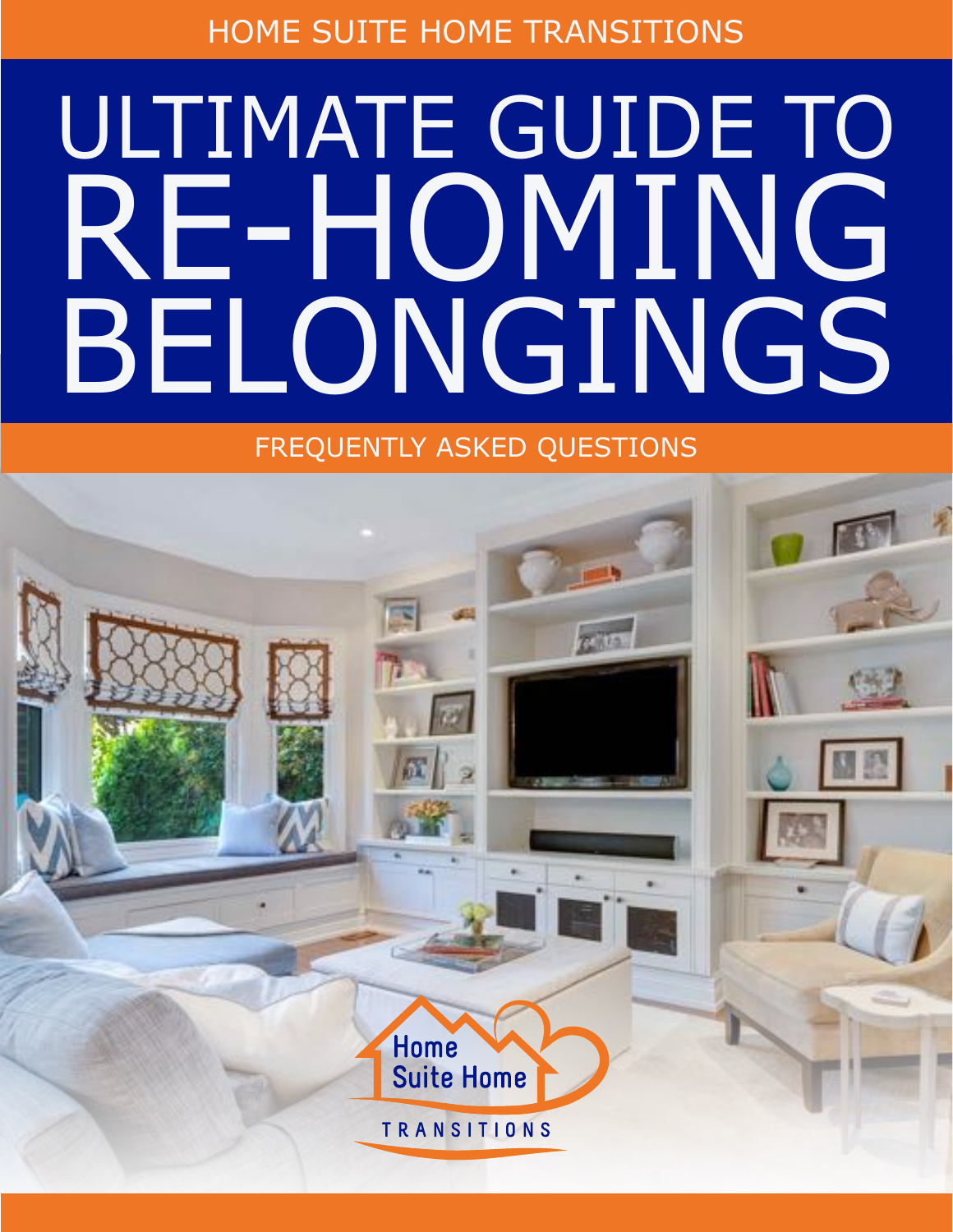HOME SUITE HOME TRANSITIONS

# ULTIMATE GUIDE TO RE-HOMING BELONGINGS

FREQUENTLY ASKED QUESTIONS

Home Suite Home

TRANSITIONS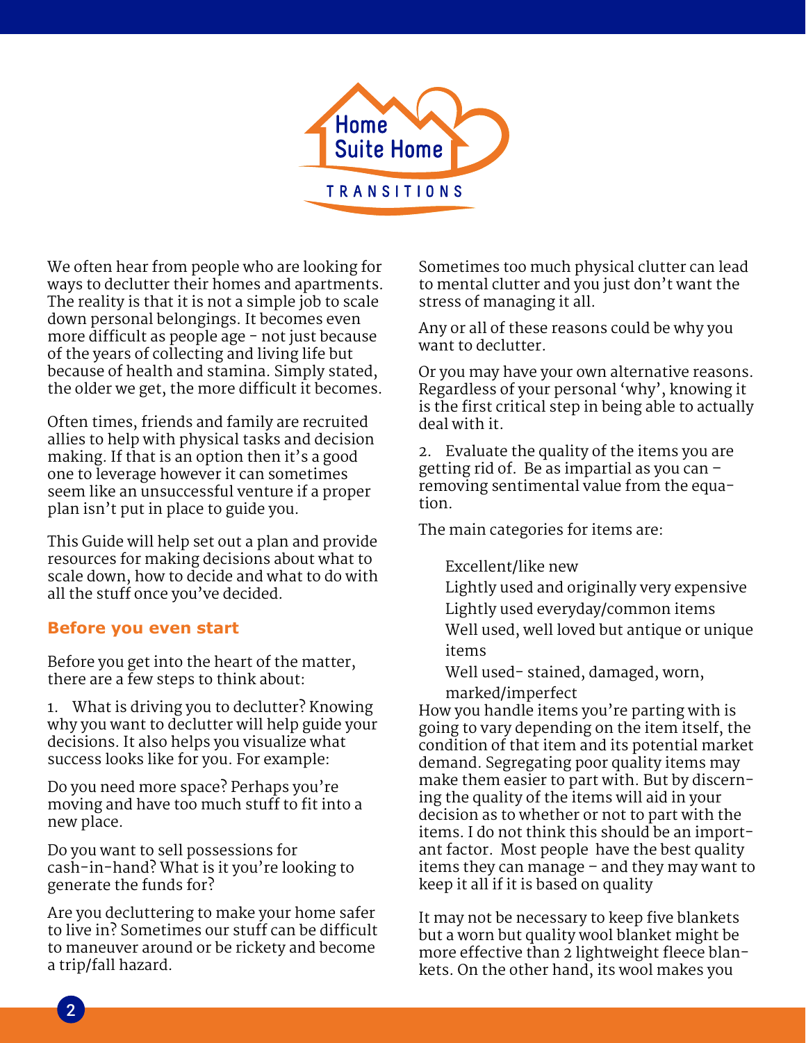We often hear from people who are looking for ways to declutter their homes and apartments. The reality is that it is not a simple job to scale down personal belongings. It becomes even more difficult as people age - not just because of the years of collecting and living life but because of health and stamina. Simply stated, the older we get, the more difficult it becomes.

Often times, friends and family are recruited allies to help with physical tasks and decision making. If that is an option then it's a good one to leverage however it can sometimes seem like an unsuccessful venture if a proper plan isn't put in place to guide you.

This Guide will help set out a plan and provide resources for making decisions about what to scale down, how to decide and what to do with all the stuff once you've decided.

### Before you even start

Before you get into the heart of the matter, there are a few steps to think about:

1. What is driving you to declutter? Knowing why you want to declutter will help guide your decisions. It also helps you visualize what success looks like for you. For example:

Do you need more space? Perhaps you're moving and have too much stuff to fit into a new place.

Do you want to sell possessions for cash-in-hand? What is it you're looking to generate the funds for?

Are you decluttering to make your home safer to live in? Sometimes our stuff can be difficult to maneuver around or be rickety and become a trip/fall hazard.

Sometimes too much physical clutter can lead to mental clutter and you just don't want the stress of managing it all.

Any or all of these reasons could be why you want to declutter.

Or you may have your own alternative reasons. Regardless of your personal 'why', knowing it is the first critical step in being able to actually deal with it.

2. Evaluate the quality of the items you are getting rid of. Be as impartial as you can – removing sentimental value from the equation.

The main categories for items are:

- Excellent/like new
- Lightly used and originally very expensive
- Lightly used everyday/common items
- Well used, well loved but antique or unique items
- Well used- stained, damaged, worn, marked/imperfect

How you handle items you're parting with is going to vary depending on the item itself, the condition of that item and its potential market demand. Segregating poor quality items may make them easier to part with. But by discerning the quality of the items will aid in your decision as to whether or not to part with the items. I do not think this should be an important factor. Most people have the best quality items they can manage – and they may want to keep it all if it is based on quality

It may not be necessary to keep five blankets but a worn but quality wool blanket might be more effective than 2 lightweight fleece blankets. On the other hand, its wool makes you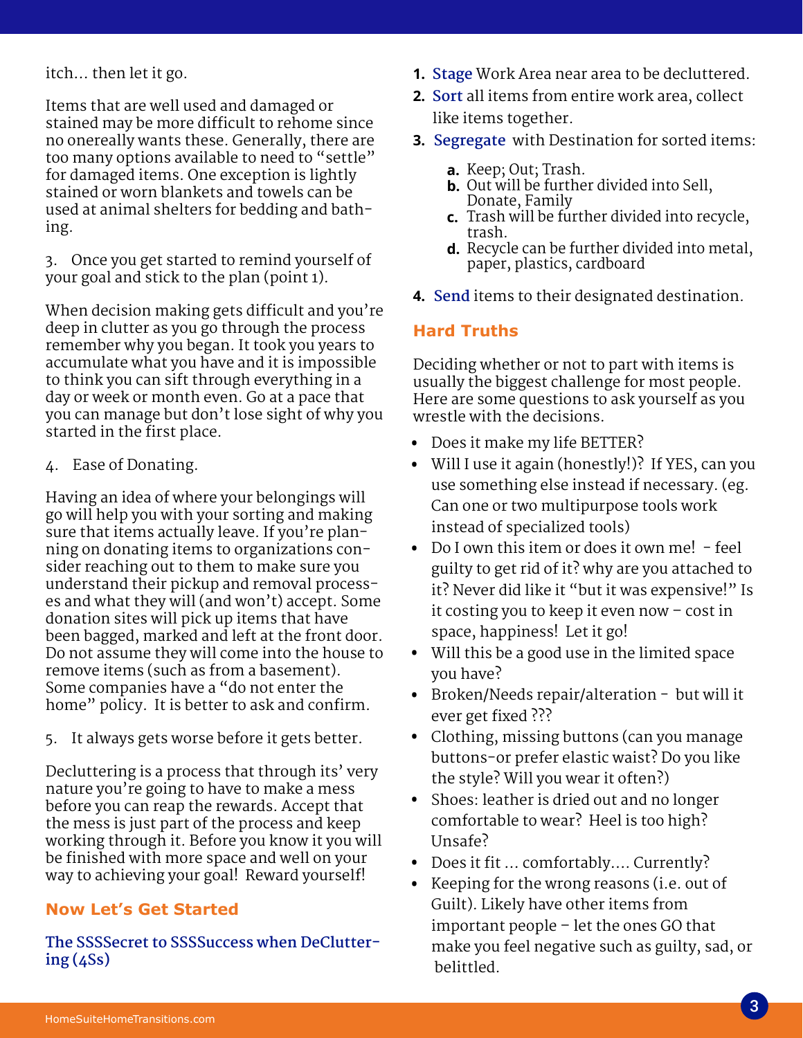itch… then let it go.

Items that are well used and damaged or stained may be more difficult to rehome since no onereally wants these. Generally, there are too many options available to need to "settle" for damaged items. One exception is lightly stained or worn blankets and towels can be used at animal shelters for bedding and bathing.

3. Once you get started to remind yourself of your goal and stick to the plan (point 1).

When decision making gets difficult and you're deep in clutter as you go through the process remember why you began. It took you years to accumulate what you have and it is impossible to think you can sift through everything in a day or week or month even. Go at a pace that you can manage but don't lose sight of why you started in the first place.

4. Ease of Donating.

Having an idea of where your belongings will go will help you with your sorting and making sure that items actually leave. If you're planning on donating items to organizations consider reaching out to them to make sure you understand their pickup and removal processes and what they will (and won't) accept. Some donation sites will pick up items that have been bagged, marked and left at the front door. Do not assume they will come into the house to remove items (such as from a basement). Some companies have a "do not enter the home" policy. It is better to ask and confirm.

5. It always gets worse before it gets better.

Decluttering is a process that through its' very nature you're going to have to make a mess before you can reap the rewards. Accept that the mess is just part of the process and keep working through it. Before you know it you will be finished with more space and well on your way to achieving your goal! Reward yourself!

## Now Let's Get Started

### The SSSSecret to SSSSuccess when DeCluttering (4Ss)

1. Stage Work Area near area to be decluttered.
2. Sort all items from entire work area, collect like items together.
3. Segregate with Destination for sorted items:
   a. Keep; Out; Trash.
   b. Out will be further divided into Sell, Donate, Family
   c. Trash will be further divided into recycle, trash.
   d. Recycle can be further divided into metal, paper, plastics, cardboard
4. Send items to their designated destination.

## Hard Truths

Deciding whether or not to part with items is usually the biggest challenge for most people. Here are some questions to ask yourself as you wrestle with the decisions.

- Does it make my life BETTER?
- Will I use it again (honestly!)? If YES, can you use something else instead if necessary. (eg. Can one or two multipurpose tools work instead of specialized tools)
- Do I own this item or does it own me! - feel guilty to get rid of it? why are you attached to it? Never did like it "but it was expensive!" Is it costing you to keep it even now – cost in space, happiness! Let it go!
- Will this be a good use in the limited space you have?
- Broken/Needs repair/alteration - but will it ever get fixed ???
- Clothing, missing buttons (can you manage buttons-or prefer elastic waist? Do you like the style? Will you wear it often?)
- Shoes: leather is dried out and no longer comfortable to wear? Heel is too high? Unsafe?
- Does it fit … comfortably…. Currently?
- Keeping for the wrong reasons (i.e. out of Guilt). Likely have other items from important people – let the ones GO that make you feel negative such as guilty, sad, or belittled.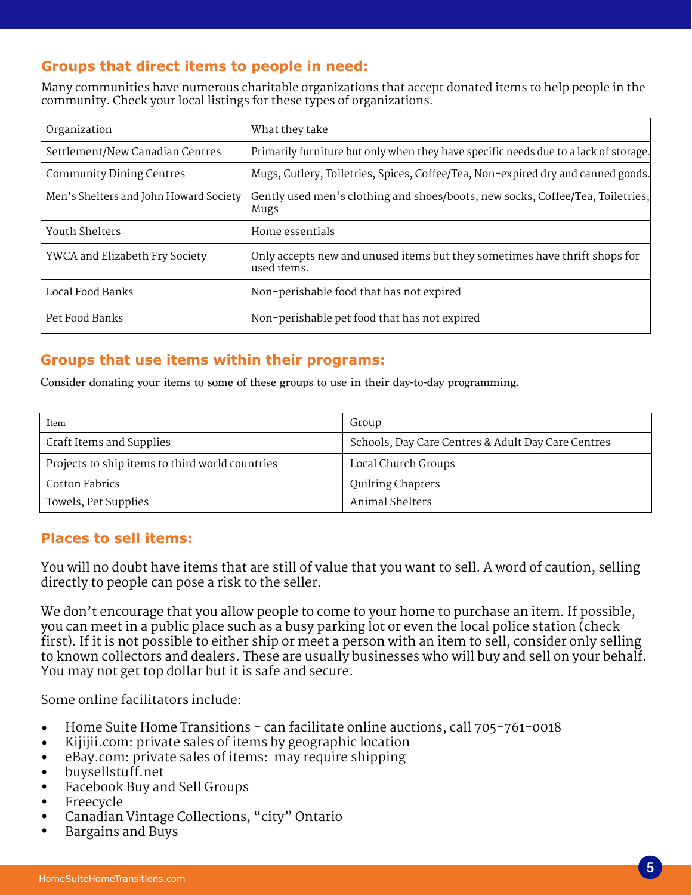## Groups that direct items to people in need:

Many communities have numerous charitable organizations that accept donated items to help people in the community. Check your local listings for these types of organizations.

| Organization | What they take |
|---|---|
| Settlement/New Canadian Centres | Primarily furniture but only when they have specific needs due to a lack of storage. |
| Community Dining Centres | Mugs, Cutlery, Toiletries, Spices, Coffee/Tea, Non-expired dry and canned goods. |
| Men's Shelters and John Howard Society | Gently used men's clothing and shoes/boots, new socks, Coffee/Tea, Toiletries, Mugs |
| Youth Shelters | Home essentials |
| YWCA and Elizabeth Fry Society | Only accepts new and unused items but they sometimes have thrift shops for used items. |
| Local Food Banks | Non-perishable food that has not expired |
| Pet Food Banks | Non-perishable pet food that has not expired |

## Groups that use items within their programs:

Consider donating your items to some of these groups to use in their day-to-day programming.

| Item | Group |
|---|---|
| Craft Items and Supplies | Schools, Day Care Centres & Adult Day Care Centres |
| Projects to ship items to third world countries | Local Church Groups |
| Cotton Fabrics | Quilting Chapters |
| Towels, Pet Supplies | Animal Shelters |

## Places to sell items:

You will no doubt have items that are still of value that you want to sell. A word of caution, selling directly to people can pose a risk to the seller.

We don't encourage that you allow people to come to your home to purchase an item. If possible, you can meet in a public place such as a busy parking lot or even the local police station (check first). If it is not possible to either ship or meet a person with an item to sell, consider only selling to known collectors and dealers. These are usually businesses who will buy and sell on your behalf. You may not get top dollar but it is safe and secure.

Some online facilitators include:

- Home Suite Home Transitions - can facilitate online auctions, call 705-761-0018
- Kijijii.com: private sales of items by geographic location
- eBay.com: private sales of items: may require shipping
- buysellstuff.net
- Facebook Buy and Sell Groups
- Freecycle
- Canadian Vintage Collections, "city" Ontario
- Bargains and Buys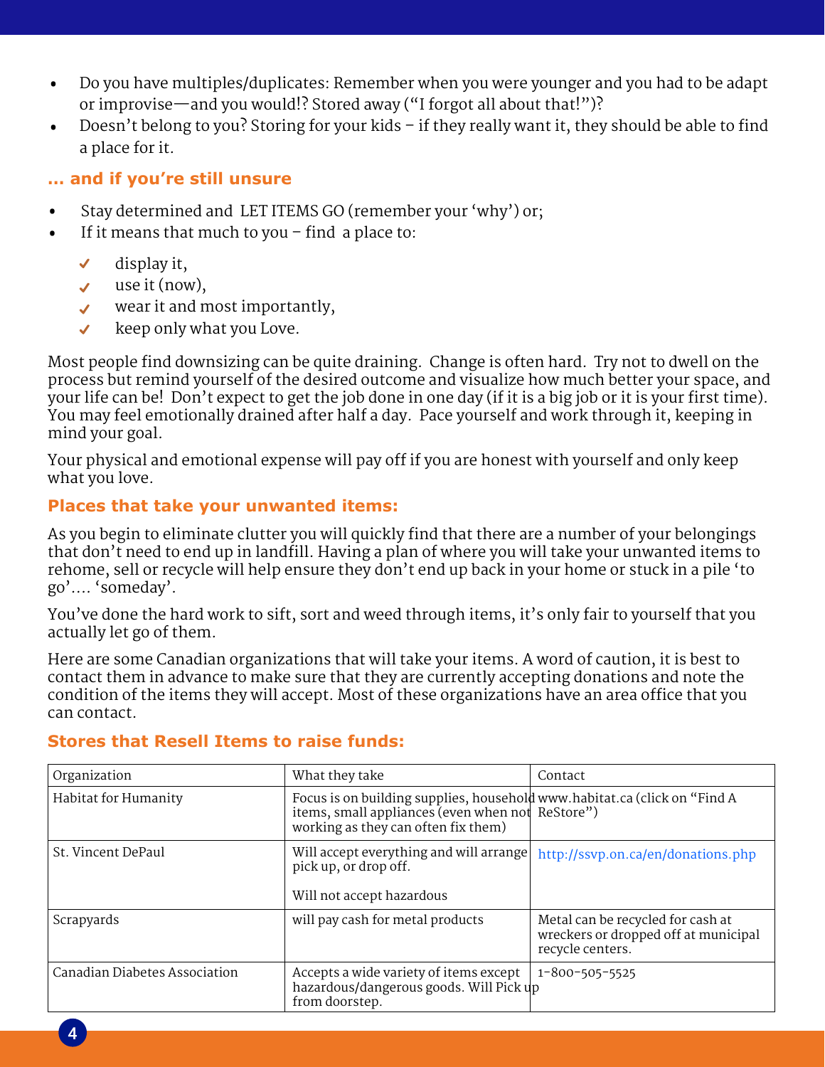- Do you have multiples/duplicates: Remember when you were younger and you had to be adapt or improvise—and you would!? Stored away ("I forgot all about that!")?
- Doesn't belong to you? Storing for your kids – if they really want it, they should be able to find a place for it.

### … and if you're still unsure

- Stay determined and LET ITEMS GO (remember your 'why') or;
- If it means that much to you – find a place to:
  - ✓ display it,
  - ✓ use it (now),
  - ✓ wear it and most importantly,
  - ✓ keep only what you Love.

Most people find downsizing can be quite draining. Change is often hard. Try not to dwell on the process but remind yourself of the desired outcome and visualize how much better your space, and your life can be! Don't expect to get the job done in one day (if it is a big job or it is your first time). You may feel emotionally drained after half a day. Pace yourself and work through it, keeping in mind your goal.

Your physical and emotional expense will pay off if you are honest with yourself and only keep what you love.

### Places that take your unwanted items:

As you begin to eliminate clutter you will quickly find that there are a number of your belongings that don't need to end up in landfill. Having a plan of where you will take your unwanted items to rehome, sell or recycle will help ensure they don't end up back in your home or stuck in a pile 'to go'…. 'someday'.

You've done the hard work to sift, sort and weed through items, it's only fair to yourself that you actually let go of them.

Here are some Canadian organizations that will take your items. A word of caution, it is best to contact them in advance to make sure that they are currently accepting donations and note the condition of the items they will accept. Most of these organizations have an area office that you can contact.

### Stores that Resell Items to raise funds:

| Organization | What they take | Contact |
|---|---|---|
| Habitat for Humanity | Focus is on building supplies, household items, small appliances (even when not working as they can often fix them) | www.habitat.ca (click on "Find A ReStore") |
| St. Vincent DePaul | Will accept everything and will arrange pick up, or drop off.<br><br>Will not accept hazardous | http://ssvp.on.ca/en/donations.php |
| Scrapyards | will pay cash for metal products | Metal can be recycled for cash at wreckers or dropped off at municipal recycle centers. |
| Canadian Diabetes Association | Accepts a wide variety of items except hazardous/dangerous goods. Will Pick up from doorstep. | 1-800-505-5525 |